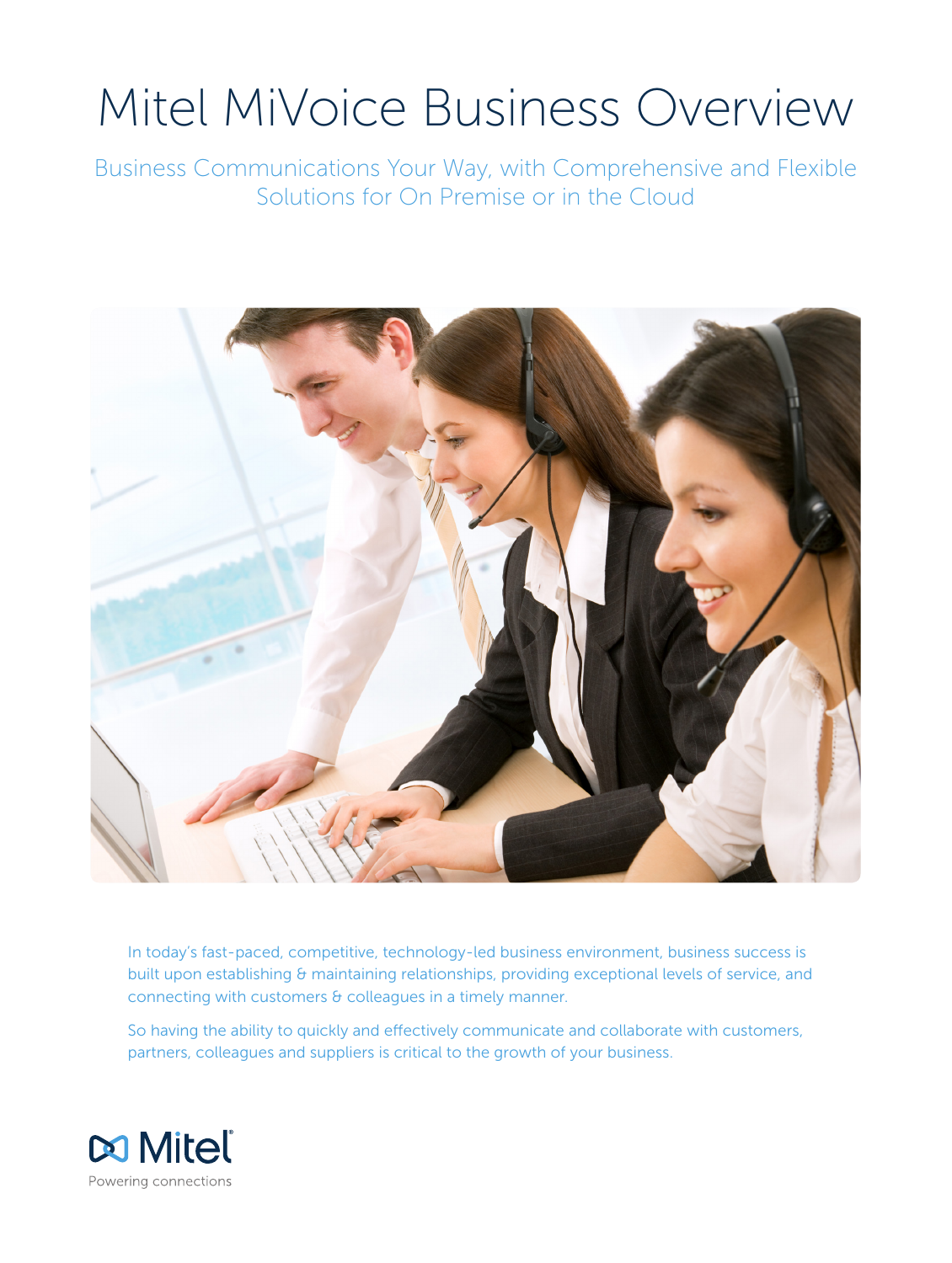# Mitel MiVoice Business Overview

Business Communications Your Way, with Comprehensive and Flexible Solutions for On Premise or in the Cloud

In today's fast-paced, competitive, technology-led business environment, business success is built upon establishing & maintaining relationships, providing exceptional levels of service, and connecting with customers & colleagues in a timely manner.

So having the ability to quickly and effectively communicate and collaborate with customers, partners, colleagues and suppliers is critical to the growth of your business.

Mitel

Powering connections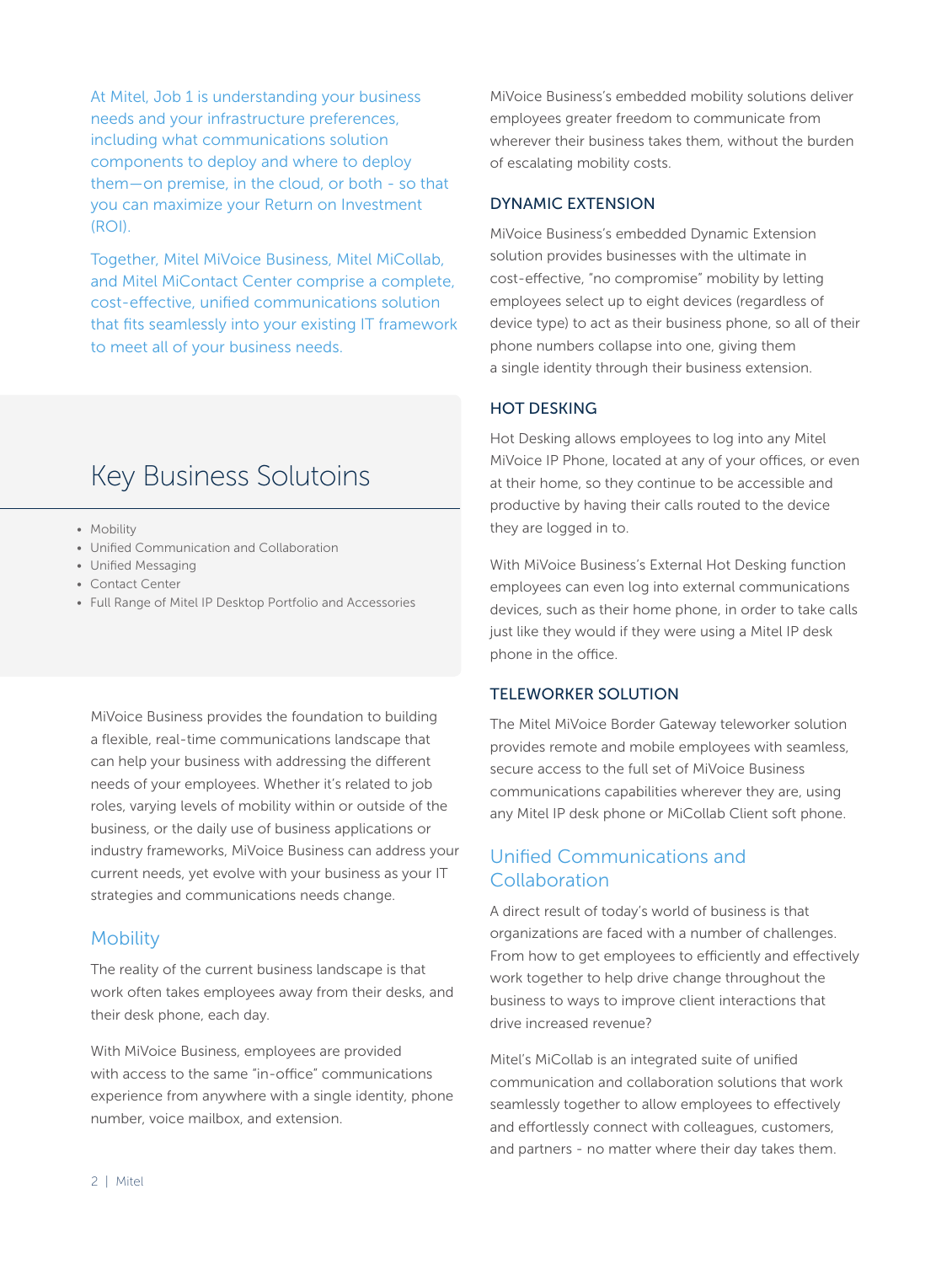At Mitel, Job 1 is understanding your business needs and your infrastructure preferences, including what communications solution components to deploy and where to deploy them—on premise, in the cloud, or both - so that you can maximize your Return on Investment (ROI).

Together, Mitel MiVoice Business, Mitel MiCollab, and Mitel MiContact Center comprise a complete, cost-effective, unified communications solution that fits seamlessly into your existing IT framework to meet all of your business needs.

## Key Business Solutoins

- Mobility
- Unified Communication and Collaboration
- Unified Messaging
- Contact Center
- Full Range of Mitel IP Desktop Portfolio and Accessories

MiVoice Business provides the foundation to building a flexible, real-time communications landscape that can help your business with addressing the different needs of your employees. Whether it's related to job roles, varying levels of mobility within or outside of the business, or the daily use of business applications or industry frameworks, MiVoice Business can address your current needs, yet evolve with your business as your IT strategies and communications needs change.

## Mobility

The reality of the current business landscape is that work often takes employees away from their desks, and their desk phone, each day.

With MiVoice Business, employees are provided with access to the same "in-office" communications experience from anywhere with a single identity, phone number, voice mailbox, and extension.

MiVoice Business's embedded mobility solutions deliver employees greater freedom to communicate from wherever their business takes them, without the burden of escalating mobility costs.

### DYNAMIC EXTENSION

MiVoice Business's embedded Dynamic Extension solution provides businesses with the ultimate in cost-effective, "no compromise" mobility by letting employees select up to eight devices (regardless of device type) to act as their business phone, so all of their phone numbers collapse into one, giving them a single identity through their business extension.

### HOT DESKING

Hot Desking allows employees to log into any Mitel MiVoice IP Phone, located at any of your offices, or even at their home, so they continue to be accessible and productive by having their calls routed to the device they are logged in to.

With MiVoice Business's External Hot Desking function employees can even log into external communications devices, such as their home phone, in order to take calls just like they would if they were using a Mitel IP desk phone in the office.

### TELEWORKER SOLUTION

The Mitel MiVoice Border Gateway teleworker solution provides remote and mobile employees with seamless, secure access to the full set of MiVoice Business communications capabilities wherever they are, using any Mitel IP desk phone or MiCollab Client soft phone.

## Unified Communications and Collaboration

A direct result of today's world of business is that organizations are faced with a number of challenges. From how to get employees to efficiently and effectively work together to help drive change throughout the business to ways to improve client interactions that drive increased revenue?

Mitel's MiCollab is an integrated suite of unified communication and collaboration solutions that work seamlessly together to allow employees to effectively and effortlessly connect with colleagues, customers, and partners - no matter where their day takes them.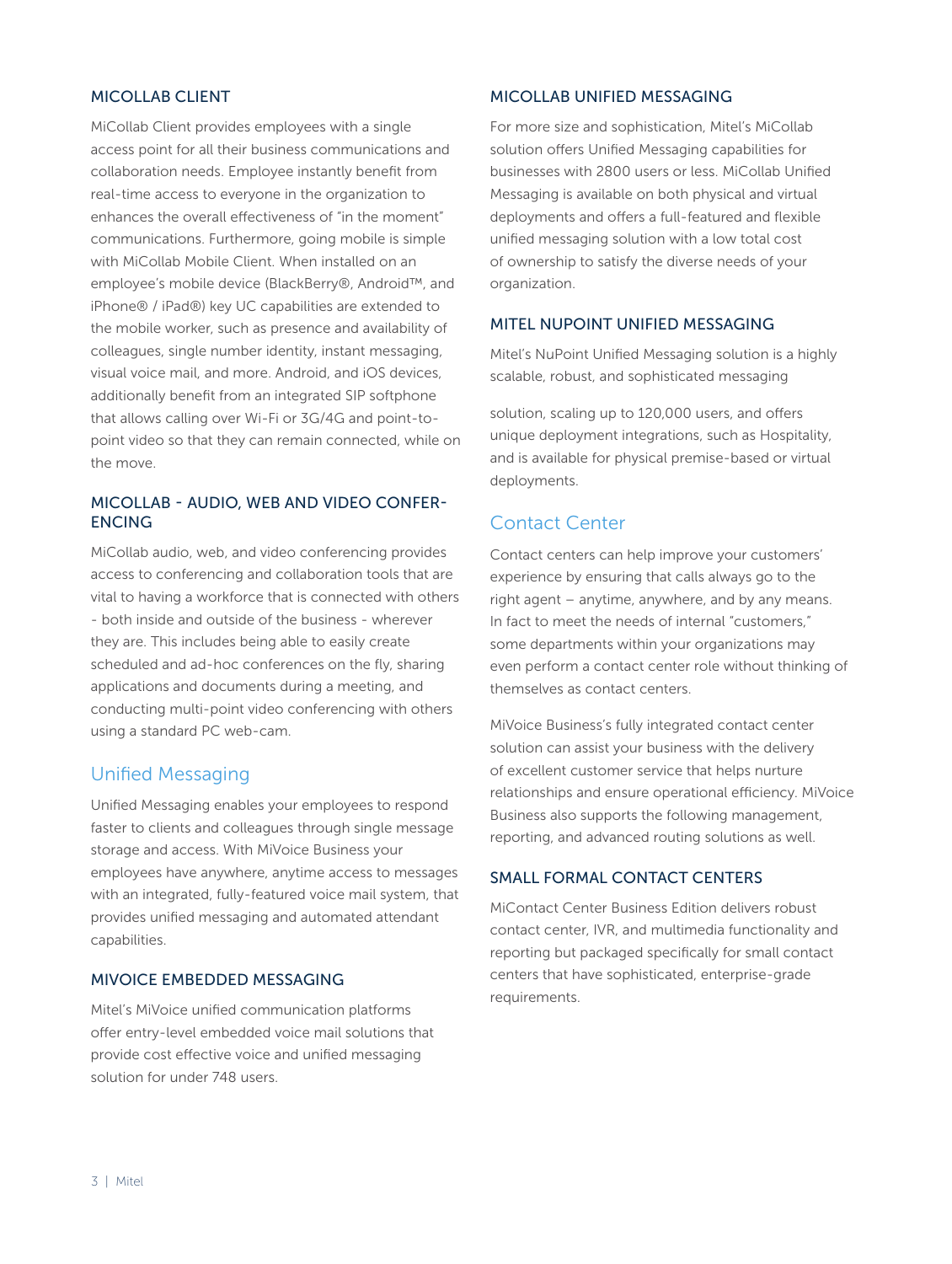### MICOLLAB CLIENT

MiCollab Client provides employees with a single access point for all their business communications and collaboration needs. Employee instantly benefit from real-time access to everyone in the organization to enhances the overall effectiveness of "in the moment" communications. Furthermore, going mobile is simple with MiCollab Mobile Client. When installed on an employee's mobile device (BlackBerry®, Android™, and iPhone® / iPad®) key UC capabilities are extended to the mobile worker, such as presence and availability of colleagues, single number identity, instant messaging, visual voice mail, and more. Android, and iOS devices, additionally benefit from an integrated SIP softphone that allows calling over Wi-Fi or 3G/4G and point-to-point video so that they can remain connected, while on the move.

### MICOLLAB - AUDIO, WEB AND VIDEO CONFERENCING

MiCollab audio, web, and video conferencing provides access to conferencing and collaboration tools that are vital to having a workforce that is connected with others - both inside and outside of the business - wherever they are. This includes being able to easily create scheduled and ad-hoc conferences on the fly, sharing applications and documents during a meeting, and conducting multi-point video conferencing with others using a standard PC web-cam.

## Unified Messaging

Unified Messaging enables your employees to respond faster to clients and colleagues through single message storage and access. With MiVoice Business your employees have anywhere, anytime access to messages with an integrated, fully-featured voice mail system, that provides unified messaging and automated attendant capabilities.

### MIVOICE EMBEDDED MESSAGING

Mitel's MiVoice unified communication platforms offer entry-level embedded voice mail solutions that provide cost effective voice and unified messaging solution for under 748 users.

### MICOLLAB UNIFIED MESSAGING

For more size and sophistication, Mitel's MiCollab solution offers Unified Messaging capabilities for businesses with 2800 users or less. MiCollab Unified Messaging is available on both physical and virtual deployments and offers a full-featured and flexible unified messaging solution with a low total cost of ownership to satisfy the diverse needs of your organization.

### MITEL NUPOINT UNIFIED MESSAGING

Mitel's NuPoint Unified Messaging solution is a highly scalable, robust, and sophisticated messaging solution, scaling up to 120,000 users, and offers unique deployment integrations, such as Hospitality, and is available for physical premise-based or virtual deployments.

## Contact Center

Contact centers can help improve your customers' experience by ensuring that calls always go to the right agent – anytime, anywhere, and by any means. In fact to meet the needs of internal "customers," some departments within your organizations may even perform a contact center role without thinking of themselves as contact centers.

MiVoice Business's fully integrated contact center solution can assist your business with the delivery of excellent customer service that helps nurture relationships and ensure operational efficiency. MiVoice Business also supports the following management, reporting, and advanced routing solutions as well.

### SMALL FORMAL CONTACT CENTERS

MiContact Center Business Edition delivers robust contact center, IVR, and multimedia functionality and reporting but packaged specifically for small contact centers that have sophisticated, enterprise-grade requirements.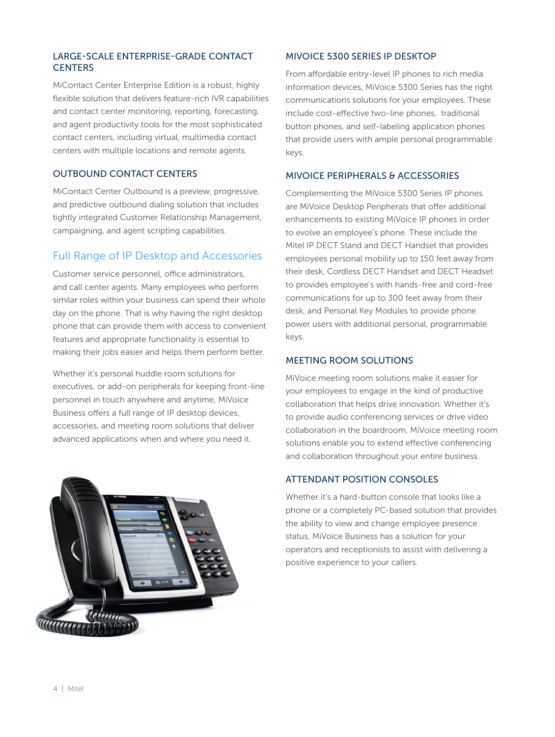### LARGE-SCALE ENTERPRISE-GRADE CONTACT CENTERS

MiContact Center Enterprise Edition is a robust, highly flexible solution that delivers feature-rich IVR capabilities and contact center monitoring, reporting, forecasting, and agent productivity tools for the most sophisticated contact centers, including virtual, multimedia contact centers with multiple locations and remote agents.

### OUTBOUND CONTACT CENTERS

MiContact Center Outbound is a preview, progressive, and predictive outbound dialing solution that includes tightly integrated Customer Relationship Management, campaigning, and agent scripting capabilities.

## Full Range of IP Desktop and Accessories

Customer service personnel, office administrators, and call center agents. Many employees who perform similar roles within your business can spend their whole day on the phone. That is why having the right desktop phone that can provide them with access to convenient features and appropriate functionality is essential to making their jobs easier and helps them perform better.

Whether it's personal huddle room solutions for executives, or add-on peripherals for keeping front-line personnel in touch anywhere and anytime, MiVoice Business offers a full range of IP desktop devices, accessories, and meeting room solutions that deliver advanced applications when and where you need it.

### MIVOICE 5300 SERIES IP DESKTOP

From affordable entry-level IP phones to rich media information devices, MiVoice 5300 Series has the right communications solutions for your employees. These include cost-effective two-line phones, traditional button phones, and self-labeling application phones that provide users with ample personal programmable keys.

### MIVOICE PERIPHERALS & ACCESSORIES

Complementing the MiVoice 5300 Series IP phones are MiVoice Desktop Peripherals that offer additional enhancements to existing MiVoice IP phones in order to evolve an employee's phone. These include the Mitel IP DECT Stand and DECT Handset that provides employees personal mobility up to 150 feet away from their desk, Cordless DECT Handset and DECT Headset to provides employee's with hands-free and cord-free communications for up to 300 feet away from their desk, and Personal Key Modules to provide phone power users with additional personal, programmable keys.

### MEETING ROOM SOLUTIONS

MiVoice meeting room solutions make it easier for your employees to engage in the kind of productive collaboration that helps drive innovation. Whether it's to provide audio conferencing services or drive video collaboration in the boardroom, MiVoice meeting room solutions enable you to extend effective conferencing and collaboration throughout your entire business.

### ATTENDANT POSITION CONSOLES

Whether it's a hard-button console that looks like a phone or a completely PC-based solution that provides the ability to view and change employee presence status, MiVoice Business has a solution for your operators and receptionists to assist with delivering a positive experience to your callers.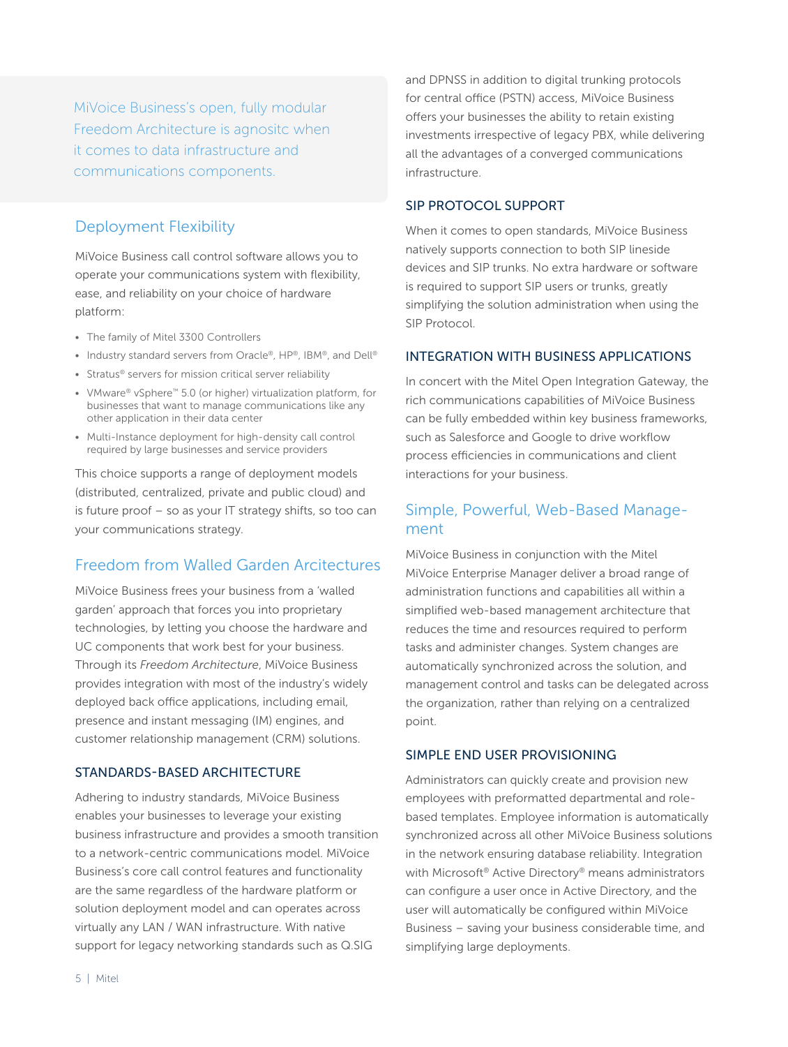> MiVoice Business's open, fully modular Freedom Architecture is agnositc when it comes to data infrastructure and communications components.

## Deployment Flexibility

MiVoice Business call control software allows you to operate your communications system with flexibility, ease, and reliability on your choice of hardware platform:

- The family of Mitel 3300 Controllers
- Industry standard servers from Oracle®, HP®, IBM®, and Dell®
- Stratus® servers for mission critical server reliability
- VMware® vSphere™ 5.0 (or higher) virtualization platform, for businesses that want to manage communications like any other application in their data center
- Multi-Instance deployment for high-density call control required by large businesses and service providers

This choice supports a range of deployment models (distributed, centralized, private and public cloud) and is future proof – so as your IT strategy shifts, so too can your communications strategy.

## Freedom from Walled Garden Arcitectures

MiVoice Business frees your business from a 'walled garden' approach that forces you into proprietary technologies, by letting you choose the hardware and UC components that work best for your business. Through its *Freedom Architecture*, MiVoice Business provides integration with most of the industry's widely deployed back office applications, including email, presence and instant messaging (IM) engines, and customer relationship management (CRM) solutions.

### STANDARDS-BASED ARCHITECTURE

Adhering to industry standards, MiVoice Business enables your businesses to leverage your existing business infrastructure and provides a smooth transition to a network-centric communications model. MiVoice Business's core call control features and functionality are the same regardless of the hardware platform or solution deployment model and can operates across virtually any LAN / WAN infrastructure. With native support for legacy networking standards such as Q.SIG and DPNSS in addition to digital trunking protocols for central office (PSTN) access, MiVoice Business offers your businesses the ability to retain existing investments irrespective of legacy PBX, while delivering all the advantages of a converged communications infrastructure.

### SIP PROTOCOL SUPPORT

When it comes to open standards, MiVoice Business natively supports connection to both SIP lineside devices and SIP trunks. No extra hardware or software is required to support SIP users or trunks, greatly simplifying the solution administration when using the SIP Protocol.

### INTEGRATION WITH BUSINESS APPLICATIONS

In concert with the Mitel Open Integration Gateway, the rich communications capabilities of MiVoice Business can be fully embedded within key business frameworks, such as Salesforce and Google to drive workflow process efficiencies in communications and client interactions for your business.

## Simple, Powerful, Web-Based Management

MiVoice Business in conjunction with the Mitel MiVoice Enterprise Manager deliver a broad range of administration functions and capabilities all within a simplified web-based management architecture that reduces the time and resources required to perform tasks and administer changes. System changes are automatically synchronized across the solution, and management control and tasks can be delegated across the organization, rather than relying on a centralized point.

### SIMPLE END USER PROVISIONING

Administrators can quickly create and provision new employees with preformatted departmental and role-based templates. Employee information is automatically synchronized across all other MiVoice Business solutions in the network ensuring database reliability. Integration with Microsoft® Active Directory® means administrators can configure a user once in Active Directory, and the user will automatically be configured within MiVoice Business – saving your business considerable time, and simplifying large deployments.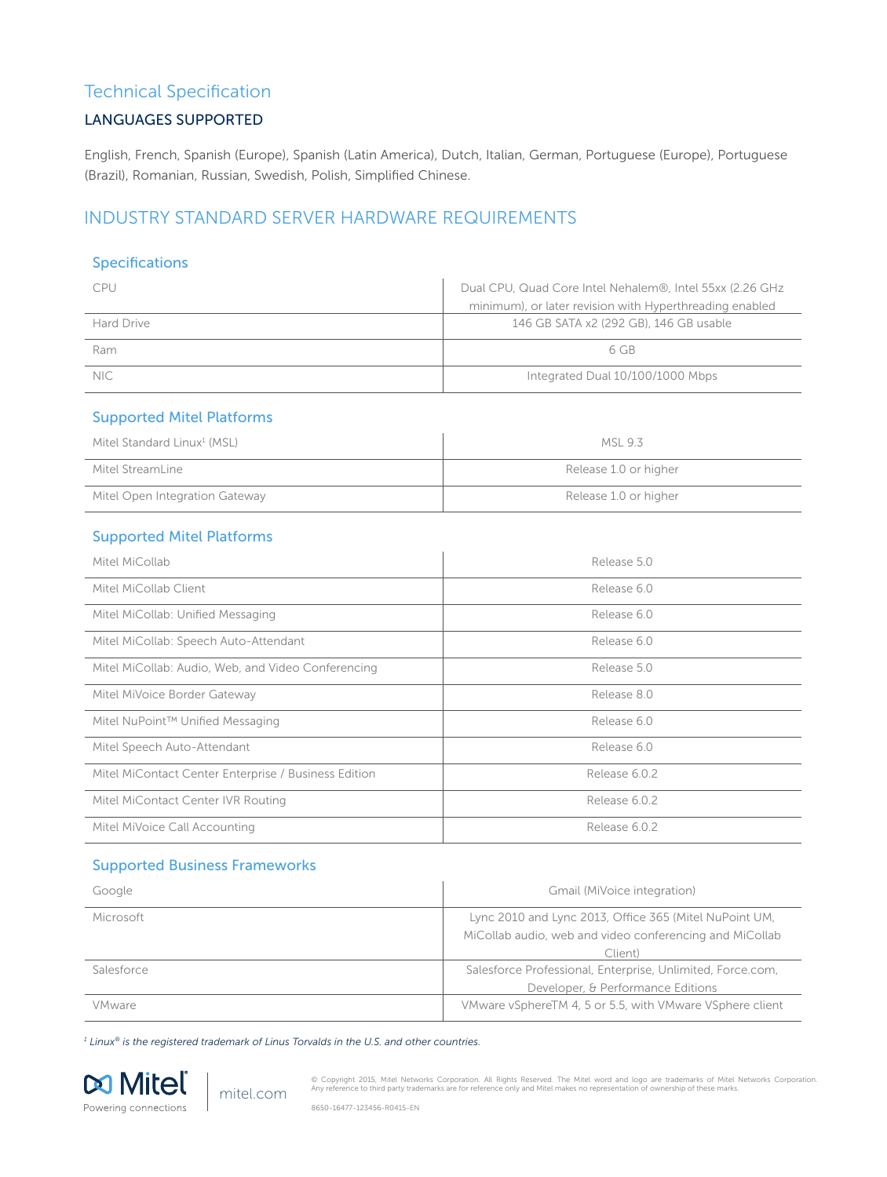## Technical Specification

### LANGUAGES SUPPORTED

English, French, Spanish (Europe), Spanish (Latin America), Dutch, Italian, German, Portuguese (Europe), Portuguese (Brazil), Romanian, Russian, Swedish, Polish, Simplified Chinese.

## INDUSTRY STANDARD SERVER HARDWARE REQUIREMENTS

### Specifications

| | |
|---|---|
| CPU | Dual CPU, Quad Core Intel Nehalem®, Intel 55xx (2.26 GHz minimum), or later revision with Hyperthreading enabled |
| Hard Drive | 146 GB SATA x2 (292 GB), 146 GB usable |
| Ram | 6 GB |
| NIC | Integrated Dual 10/100/1000 Mbps |

### Supported Mitel Platforms

| | |
|---|---|
| Mitel Standard Linux[1] (MSL) | MSL 9.3 |
| Mitel StreamLine | Release 1.0 or higher |
| Mitel Open Integration Gateway | Release 1.0 or higher |

### Supported Mitel Platforms

| | |
|---|---|
| Mitel MiCollab | Release 5.0 |
| Mitel MiCollab Client | Release 6.0 |
| Mitel MiCollab: Unified Messaging | Release 6.0 |
| Mitel MiCollab: Speech Auto-Attendant | Release 6.0 |
| Mitel MiCollab: Audio, Web, and Video Conferencing | Release 5.0 |
| Mitel MiVoice Border Gateway | Release 8.0 |
| Mitel NuPoint™ Unified Messaging | Release 6.0 |
| Mitel Speech Auto-Attendant | Release 6.0 |
| Mitel MiContact Center Enterprise / Business Edition | Release 6.0.2 |
| Mitel MiContact Center IVR Routing | Release 6.0.2 |
| Mitel MiVoice Call Accounting | Release 6.0.2 |

### Supported Business Frameworks

| | |
|---|---|
| Google | Gmail (MiVoice integration) |
| Microsoft | Lync 2010 and Lync 2013, Office 365 (Mitel NuPoint UM, MiCollab audio, web and video conferencing and MiCollab Client) |
| Salesforce | Salesforce Professional, Enterprise, Unlimited, Force.com, Developer, & Performance Editions |
| VMware | VMware vSphereTM 4, 5 or 5.5, with VMware VSphere client |

*[1] Linux® is the registered trademark of Linus Torvalds in the U.S. and other countries.*

Mitel Powering connections | mitel.com

© Copyright 2015, Mitel Networks Corporation. All Rights Reserved. The Mitel word and logo are trademarks of Mitel Networks Corporation. Any reference to third party trademarks are for reference only and Mitel makes no representation of ownership of these marks.

8650-16477-123456-R0415-EN